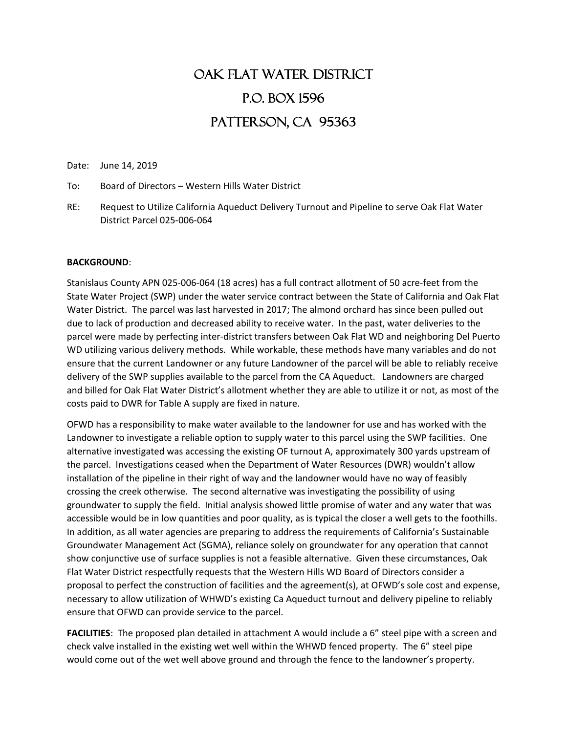# Oak Flat Water District

# P.O. Box 1596

# Patterson, CA 95363

Date: June 14, 2019

To: Board of Directors – Western Hills Water District

RE: Request to Utilize California Aqueduct Delivery Turnout and Pipeline to serve Oak Flat Water District Parcel 025-006-064

**BACKGROUND**:

Stanislaus County APN 025-006-064 (18 acres) has a full contract allotment of 50 acre-feet from the State Water Project (SWP) under the water service contract between the State of California and Oak Flat Water District. The parcel was last harvested in 2017; The almond orchard has since been pulled out due to lack of production and decreased ability to receive water. In the past, water deliveries to the parcel were made by perfecting inter-district transfers between Oak Flat WD and neighboring Del Puerto WD utilizing various delivery methods. While workable, these methods have many variables and do not ensure that the current Landowner or any future Landowner of the parcel will be able to reliably receive delivery of the SWP supplies available to the parcel from the CA Aqueduct. Landowners are charged and billed for Oak Flat Water District's allotment whether they are able to utilize it or not, as most of the costs paid to DWR for Table A supply are fixed in nature.

OFWD has a responsibility to make water available to the landowner for use and has worked with the Landowner to investigate a reliable option to supply water to this parcel using the SWP facilities. One alternative investigated was accessing the existing OF turnout A, approximately 300 yards upstream of the parcel. Investigations ceased when the Department of Water Resources (DWR) wouldn't allow installation of the pipeline in their right of way and the landowner would have no way of feasibly crossing the creek otherwise. The second alternative was investigating the possibility of using groundwater to supply the field. Initial analysis showed little promise of water and any water that was accessible would be in low quantities and poor quality, as is typical the closer a well gets to the foothills. In addition, as all water agencies are preparing to address the requirements of California's Sustainable Groundwater Management Act (SGMA), reliance solely on groundwater for any operation that cannot show conjunctive use of surface supplies is not a feasible alternative. Given these circumstances, Oak Flat Water District respectfully requests that the Western Hills WD Board of Directors consider a proposal to perfect the construction of facilities and the agreement(s), at OFWD's sole cost and expense, necessary to allow utilization of WHWD's existing Ca Aqueduct turnout and delivery pipeline to reliably ensure that OFWD can provide service to the parcel.

**FACILITIES**: The proposed plan detailed in attachment A would include a 6" steel pipe with a screen and check valve installed in the existing wet well within the WHWD fenced property. The 6" steel pipe would come out of the wet well above ground and through the fence to the landowner's property.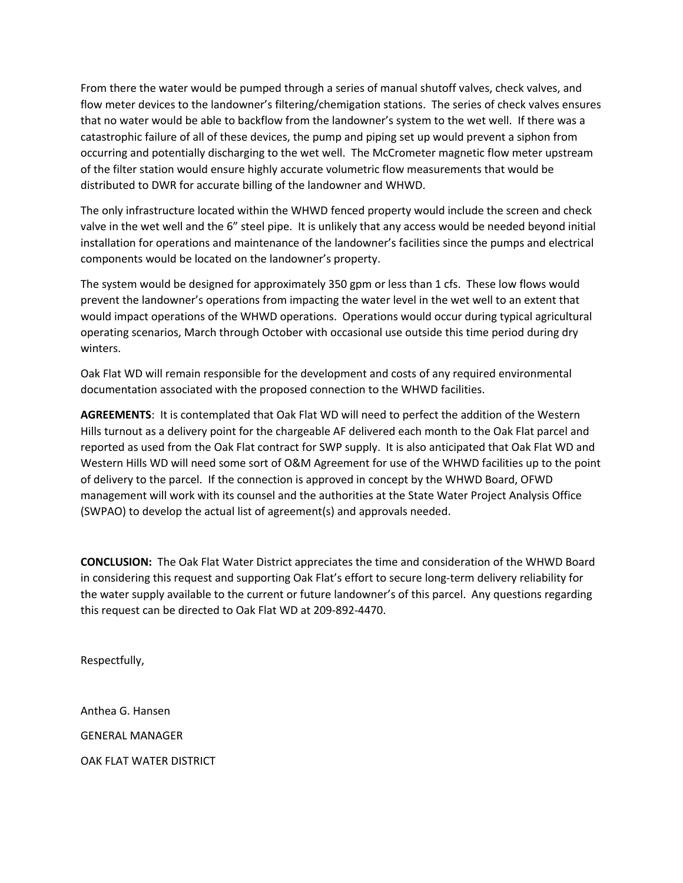From there the water would be pumped through a series of manual shutoff valves, check valves, and flow meter devices to the landowner's filtering/chemigation stations. The series of check valves ensures that no water would be able to backflow from the landowner's system to the wet well. If there was a catastrophic failure of all of these devices, the pump and piping set up would prevent a siphon from occurring and potentially discharging to the wet well. The McCrometer magnetic flow meter upstream of the filter station would ensure highly accurate volumetric flow measurements that would be distributed to DWR for accurate billing of the landowner and WHWD.

The only infrastructure located within the WHWD fenced property would include the screen and check valve in the wet well and the 6" steel pipe. It is unlikely that any access would be needed beyond initial installation for operations and maintenance of the landowner's facilities since the pumps and electrical components would be located on the landowner's property.

The system would be designed for approximately 350 gpm or less than 1 cfs. These low flows would prevent the landowner's operations from impacting the water level in the wet well to an extent that would impact operations of the WHWD operations. Operations would occur during typical agricultural operating scenarios, March through October with occasional use outside this time period during dry winters.

Oak Flat WD will remain responsible for the development and costs of any required environmental documentation associated with the proposed connection to the WHWD facilities.

**AGREEMENTS**: It is contemplated that Oak Flat WD will need to perfect the addition of the Western Hills turnout as a delivery point for the chargeable AF delivered each month to the Oak Flat parcel and reported as used from the Oak Flat contract for SWP supply. It is also anticipated that Oak Flat WD and Western Hills WD will need some sort of O&M Agreement for use of the WHWD facilities up to the point of delivery to the parcel. If the connection is approved in concept by the WHWD Board, OFWD management will work with its counsel and the authorities at the State Water Project Analysis Office (SWPAO) to develop the actual list of agreement(s) and approvals needed.

**CONCLUSION:** The Oak Flat Water District appreciates the time and consideration of the WHWD Board in considering this request and supporting Oak Flat's effort to secure long-term delivery reliability for the water supply available to the current or future landowner's of this parcel. Any questions regarding this request can be directed to Oak Flat WD at 209-892-4470.

Respectfully,

Anthea G. Hansen

GENERAL MANAGER

OAK FLAT WATER DISTRICT